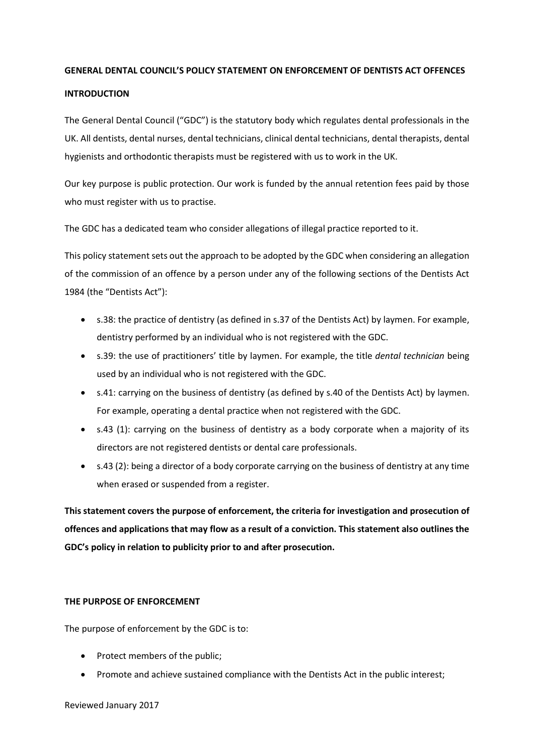# GENERAL DENTAL COUNCIL'S POLICY STATEMENT ON ENFORCEMENT OF DENTISTS ACT OFFENCES

## INTRODUCTION

The General Dental Council ("GDC") is the statutory body which regulates dental professionals in the UK. All dentists, dental nurses, dental technicians, clinical dental technicians, dental therapists, dental hygienists and orthodontic therapists must be registered with us to work in the UK.

Our key purpose is public protection. Our work is funded by the annual retention fees paid by those who must register with us to practise.

The GDC has a dedicated team who consider allegations of illegal practice reported to it.

This policy statement sets out the approach to be adopted by the GDC when considering an allegation of the commission of an offence by a person under any of the following sections of the Dentists Act 1984 (the "Dentists Act"):

- s.38: the practice of dentistry (as defined in s.37 of the Dentists Act) by laymen. For example, dentistry performed by an individual who is not registered with the GDC.
- s.39: the use of practitioners' title by laymen. For example, the title *dental technician* being used by an individual who is not registered with the GDC.
- s.41: carrying on the business of dentistry (as defined by s.40 of the Dentists Act) by laymen. For example, operating a dental practice when not registered with the GDC.
- s.43 (1): carrying on the business of dentistry as a body corporate when a majority of its directors are not registered dentists or dental care professionals.
- s.43 (2): being a director of a body corporate carrying on the business of dentistry at any time when erased or suspended from a register.

**This statement covers the purpose of enforcement, the criteria for investigation and prosecution of offences and applications that may flow as a result of a conviction. This statement also outlines the GDC's policy in relation to publicity prior to and after prosecution.**

## THE PURPOSE OF ENFORCEMENT

The purpose of enforcement by the GDC is to:

- Protect members of the public;
- Promote and achieve sustained compliance with the Dentists Act in the public interest;

Reviewed January 2017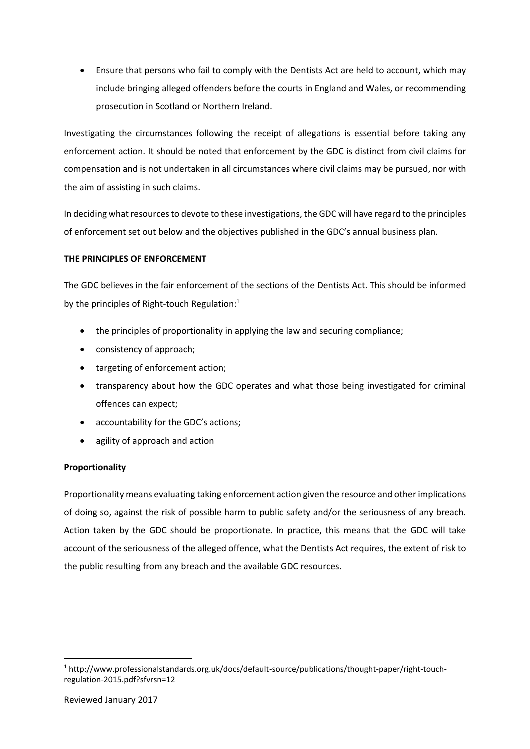- Ensure that persons who fail to comply with the Dentists Act are held to account, which may include bringing alleged offenders before the courts in England and Wales, or recommending prosecution in Scotland or Northern Ireland.

Investigating the circumstances following the receipt of allegations is essential before taking any enforcement action. It should be noted that enforcement by the GDC is distinct from civil claims for compensation and is not undertaken in all circumstances where civil claims may be pursued, nor with the aim of assisting in such claims.

In deciding what resources to devote to these investigations, the GDC will have regard to the principles of enforcement set out below and the objectives published in the GDC's annual business plan.

**THE PRINCIPLES OF ENFORCEMENT**

The GDC believes in the fair enforcement of the sections of the Dentists Act. This should be informed by the principles of Right-touch Regulation:[1]

- the principles of proportionality in applying the law and securing compliance;
- consistency of approach;
- targeting of enforcement action;
- transparency about how the GDC operates and what those being investigated for criminal offences can expect;
- accountability for the GDC's actions;
- agility of approach and action

**Proportionality**

Proportionality means evaluating taking enforcement action given the resource and other implications of doing so, against the risk of possible harm to public safety and/or the seriousness of any breach. Action taken by the GDC should be proportionate. In practice, this means that the GDC will take account of the seriousness of the alleged offence, what the Dentists Act requires, the extent of risk to the public resulting from any breach and the available GDC resources.

[1] http://www.professionalstandards.org.uk/docs/default-source/publications/thought-paper/right-touch-regulation-2015.pdf?sfvrsn=12

Reviewed January 2017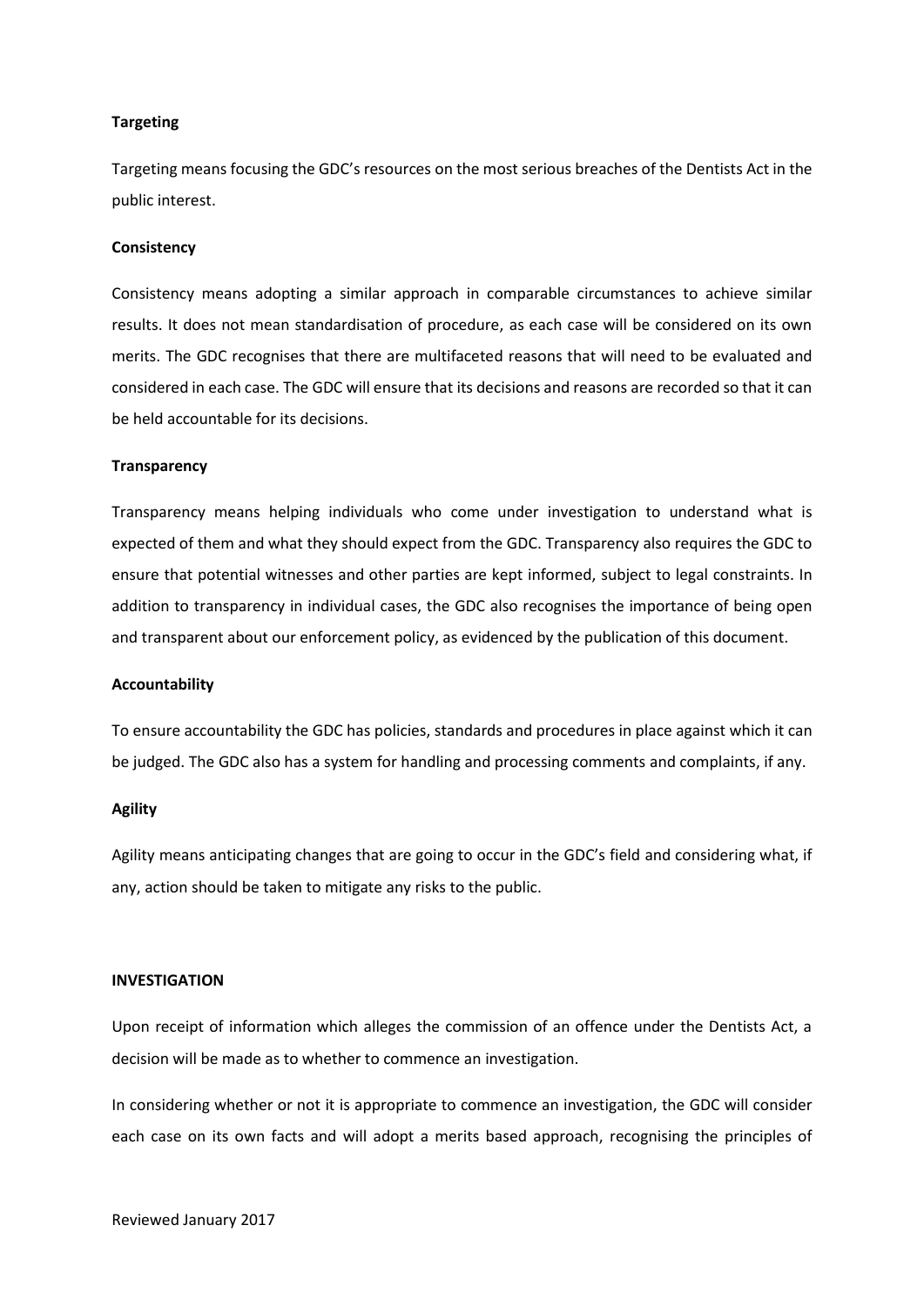**Targeting**

Targeting means focusing the GDC's resources on the most serious breaches of the Dentists Act in the public interest.

**Consistency**

Consistency means adopting a similar approach in comparable circumstances to achieve similar results. It does not mean standardisation of procedure, as each case will be considered on its own merits. The GDC recognises that there are multifaceted reasons that will need to be evaluated and considered in each case. The GDC will ensure that its decisions and reasons are recorded so that it can be held accountable for its decisions.

**Transparency**

Transparency means helping individuals who come under investigation to understand what is expected of them and what they should expect from the GDC. Transparency also requires the GDC to ensure that potential witnesses and other parties are kept informed, subject to legal constraints. In addition to transparency in individual cases, the GDC also recognises the importance of being open and transparent about our enforcement policy, as evidenced by the publication of this document.

**Accountability**

To ensure accountability the GDC has policies, standards and procedures in place against which it can be judged. The GDC also has a system for handling and processing comments and complaints, if any.

**Agility**

Agility means anticipating changes that are going to occur in the GDC's field and considering what, if any, action should be taken to mitigate any risks to the public.

**INVESTIGATION**

Upon receipt of information which alleges the commission of an offence under the Dentists Act, a decision will be made as to whether to commence an investigation.

In considering whether or not it is appropriate to commence an investigation, the GDC will consider each case on its own facts and will adopt a merits based approach, recognising the principles of

Reviewed January 2017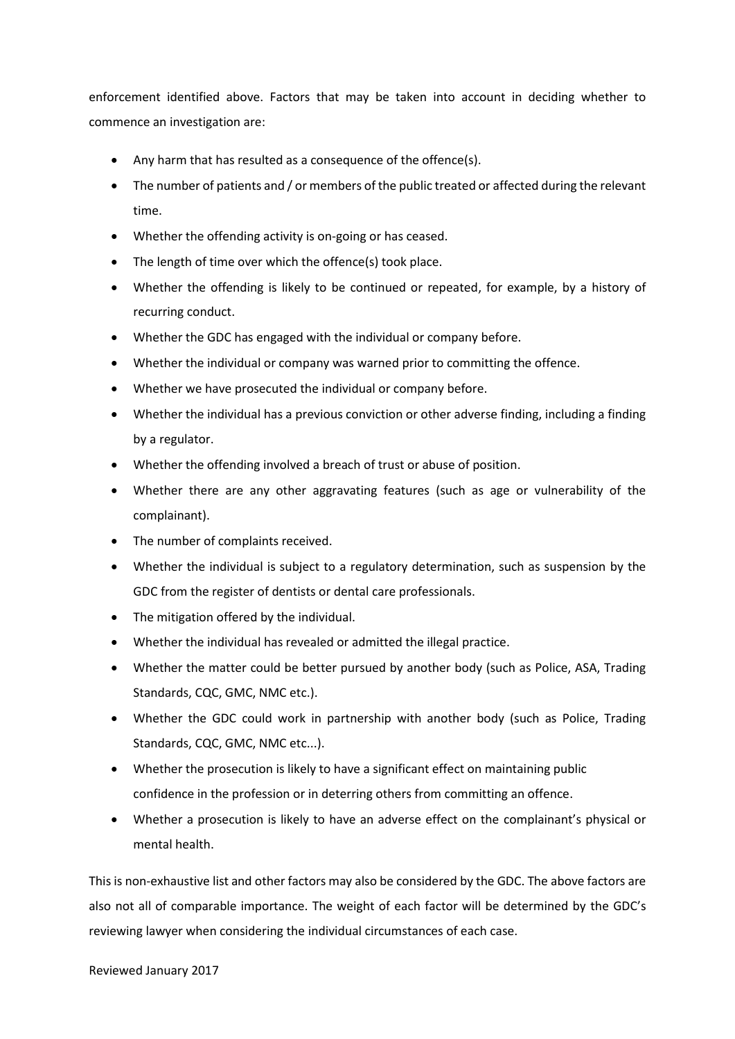enforcement identified above. Factors that may be taken into account in deciding whether to commence an investigation are:

- Any harm that has resulted as a consequence of the offence(s).
- The number of patients and / or members of the public treated or affected during the relevant time.
- Whether the offending activity is on-going or has ceased.
- The length of time over which the offence(s) took place.
- Whether the offending is likely to be continued or repeated, for example, by a history of recurring conduct.
- Whether the GDC has engaged with the individual or company before.
- Whether the individual or company was warned prior to committing the offence.
- Whether we have prosecuted the individual or company before.
- Whether the individual has a previous conviction or other adverse finding, including a finding by a regulator.
- Whether the offending involved a breach of trust or abuse of position.
- Whether there are any other aggravating features (such as age or vulnerability of the complainant).
- The number of complaints received.
- Whether the individual is subject to a regulatory determination, such as suspension by the GDC from the register of dentists or dental care professionals.
- The mitigation offered by the individual.
- Whether the individual has revealed or admitted the illegal practice.
- Whether the matter could be better pursued by another body (such as Police, ASA, Trading Standards, CQC, GMC, NMC etc.).
- Whether the GDC could work in partnership with another body (such as Police, Trading Standards, CQC, GMC, NMC etc...).
- Whether the prosecution is likely to have a significant effect on maintaining public confidence in the profession or in deterring others from committing an offence.
- Whether a prosecution is likely to have an adverse effect on the complainant's physical or mental health.

This is non-exhaustive list and other factors may also be considered by the GDC. The above factors are also not all of comparable importance. The weight of each factor will be determined by the GDC's reviewing lawyer when considering the individual circumstances of each case.

Reviewed January 2017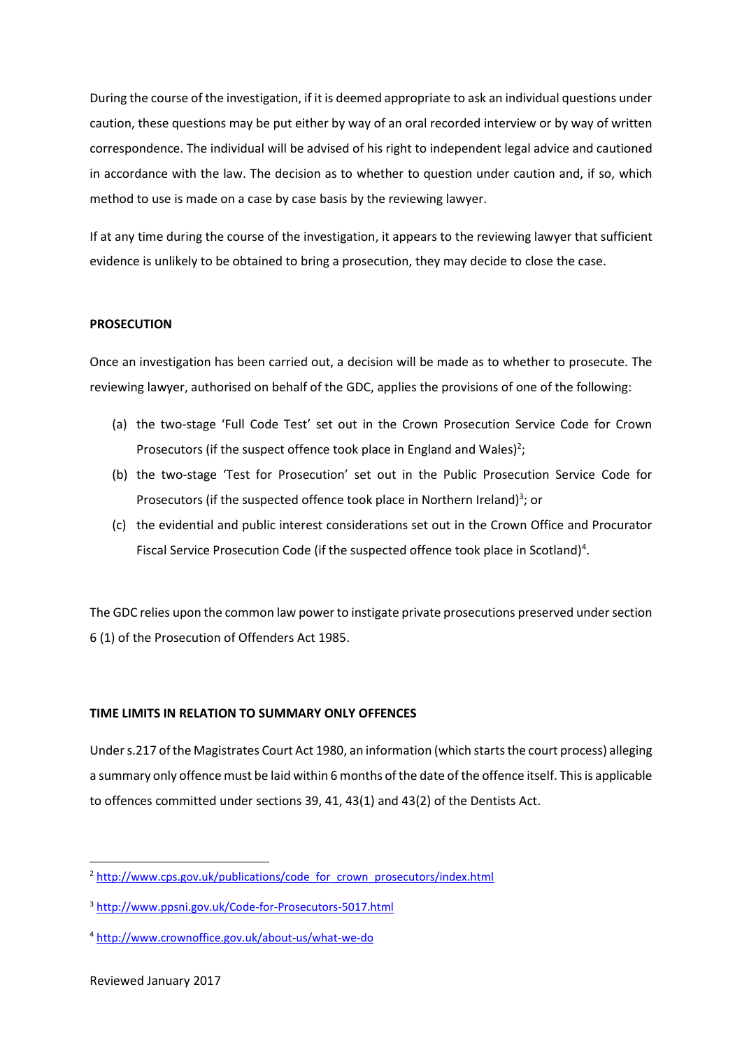During the course of the investigation, if it is deemed appropriate to ask an individual questions under caution, these questions may be put either by way of an oral recorded interview or by way of written correspondence. The individual will be advised of his right to independent legal advice and cautioned in accordance with the law. The decision as to whether to question under caution and, if so, which method to use is made on a case by case basis by the reviewing lawyer.

If at any time during the course of the investigation, it appears to the reviewing lawyer that sufficient evidence is unlikely to be obtained to bring a prosecution, they may decide to close the case.

**PROSECUTION**

Once an investigation has been carried out, a decision will be made as to whether to prosecute. The reviewing lawyer, authorised on behalf of the GDC, applies the provisions of one of the following:

(a) the two-stage 'Full Code Test' set out in the Crown Prosecution Service Code for Crown Prosecutors (if the suspect offence took place in England and Wales)[2];

(b) the two-stage 'Test for Prosecution' set out in the Public Prosecution Service Code for Prosecutors (if the suspected offence took place in Northern Ireland)[3]; or

(c) the evidential and public interest considerations set out in the Crown Office and Procurator Fiscal Service Prosecution Code (if the suspected offence took place in Scotland)[4].

The GDC relies upon the common law power to instigate private prosecutions preserved under section 6 (1) of the Prosecution of Offenders Act 1985.

**TIME LIMITS IN RELATION TO SUMMARY ONLY OFFENCES**

Under s.217 of the Magistrates Court Act 1980, an information (which starts the court process) alleging a summary only offence must be laid within 6 months of the date of the offence itself. This is applicable to offences committed under sections 39, 41, 43(1) and 43(2) of the Dentists Act.

---

[2] http://www.cps.gov.uk/publications/code_for_crown_prosecutors/index.html

[3] http://www.ppsni.gov.uk/Code-for-Prosecutors-5017.html

[4] http://www.crownoffice.gov.uk/about-us/what-we-do

Reviewed January 2017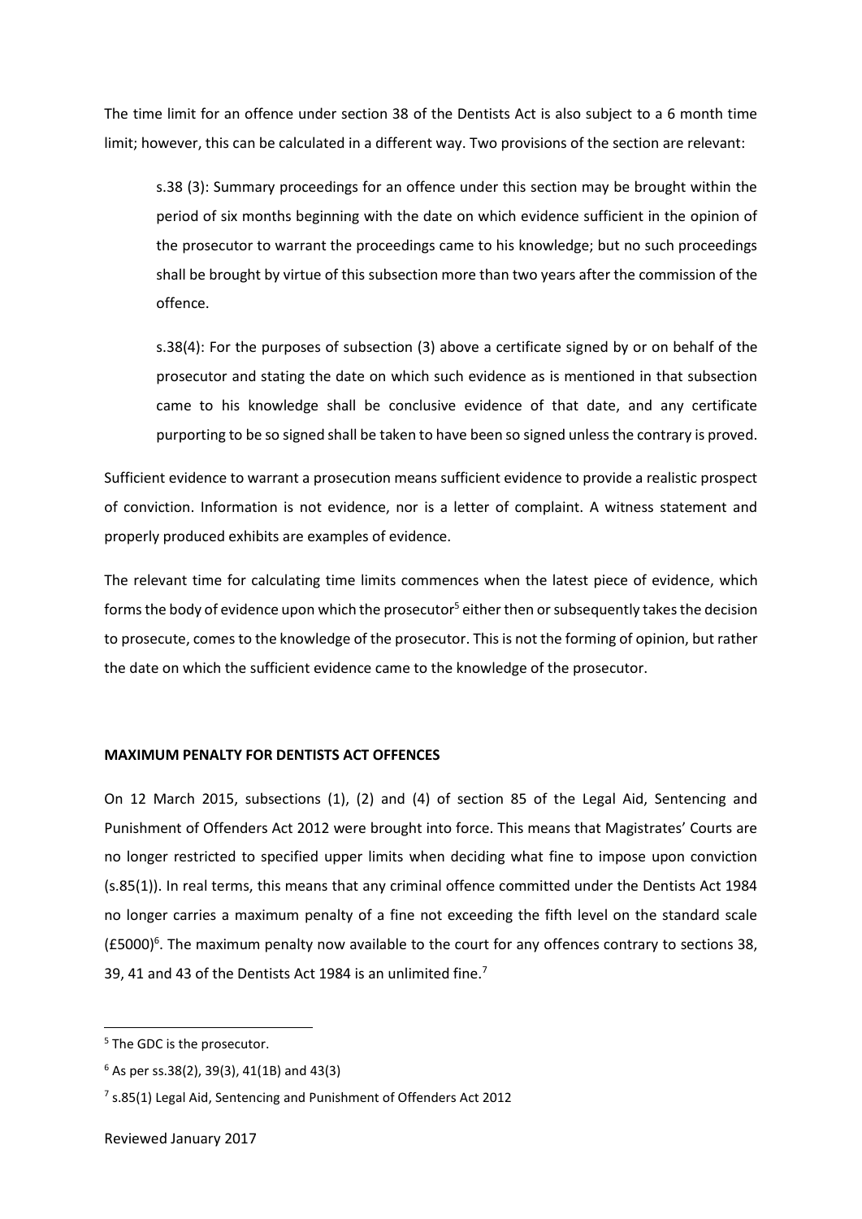The time limit for an offence under section 38 of the Dentists Act is also subject to a 6 month time limit; however, this can be calculated in a different way. Two provisions of the section are relevant:

> s.38 (3): Summary proceedings for an offence under this section may be brought within the period of six months beginning with the date on which evidence sufficient in the opinion of the prosecutor to warrant the proceedings came to his knowledge; but no such proceedings shall be brought by virtue of this subsection more than two years after the commission of the offence.
>
> s.38(4): For the purposes of subsection (3) above a certificate signed by or on behalf of the prosecutor and stating the date on which such evidence as is mentioned in that subsection came to his knowledge shall be conclusive evidence of that date, and any certificate purporting to be so signed shall be taken to have been so signed unless the contrary is proved.

Sufficient evidence to warrant a prosecution means sufficient evidence to provide a realistic prospect of conviction. Information is not evidence, nor is a letter of complaint. A witness statement and properly produced exhibits are examples of evidence.

The relevant time for calculating time limits commences when the latest piece of evidence, which forms the body of evidence upon which the prosecutor[5] either then or subsequently takes the decision to prosecute, comes to the knowledge of the prosecutor. This is not the forming of opinion, but rather the date on which the sufficient evidence came to the knowledge of the prosecutor.

**MAXIMUM PENALTY FOR DENTISTS ACT OFFENCES**

On 12 March 2015, subsections (1), (2) and (4) of section 85 of the Legal Aid, Sentencing and Punishment of Offenders Act 2012 were brought into force. This means that Magistrates' Courts are no longer restricted to specified upper limits when deciding what fine to impose upon conviction (s.85(1)). In real terms, this means that any criminal offence committed under the Dentists Act 1984 no longer carries a maximum penalty of a fine not exceeding the fifth level on the standard scale (£5000)[6]. The maximum penalty now available to the court for any offences contrary to sections 38, 39, 41 and 43 of the Dentists Act 1984 is an unlimited fine.[7]

---

[5] The GDC is the prosecutor.

[6] As per ss.38(2), 39(3), 41(1B) and 43(3)

[7] s.85(1) Legal Aid, Sentencing and Punishment of Offenders Act 2012

Reviewed January 2017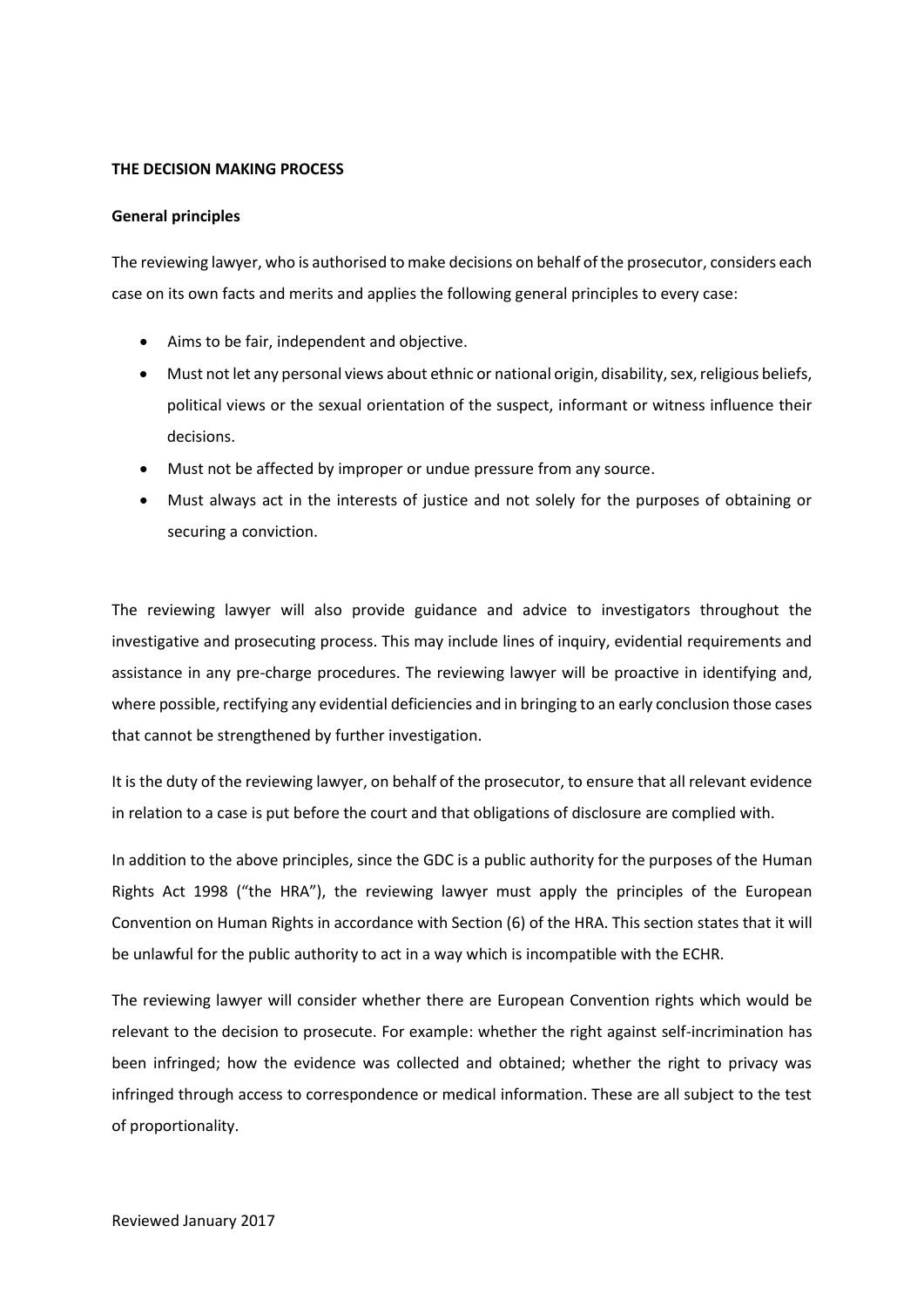**THE DECISION MAKING PROCESS**

**General principles**

The reviewing lawyer, who is authorised to make decisions on behalf of the prosecutor, considers each case on its own facts and merits and applies the following general principles to every case:

- Aims to be fair, independent and objective.
- Must not let any personal views about ethnic or national origin, disability, sex, religious beliefs, political views or the sexual orientation of the suspect, informant or witness influence their decisions.
- Must not be affected by improper or undue pressure from any source.
- Must always act in the interests of justice and not solely for the purposes of obtaining or securing a conviction.

The reviewing lawyer will also provide guidance and advice to investigators throughout the investigative and prosecuting process. This may include lines of inquiry, evidential requirements and assistance in any pre-charge procedures. The reviewing lawyer will be proactive in identifying and, where possible, rectifying any evidential deficiencies and in bringing to an early conclusion those cases that cannot be strengthened by further investigation.

It is the duty of the reviewing lawyer, on behalf of the prosecutor, to ensure that all relevant evidence in relation to a case is put before the court and that obligations of disclosure are complied with.

In addition to the above principles, since the GDC is a public authority for the purposes of the Human Rights Act 1998 ("the HRA"), the reviewing lawyer must apply the principles of the European Convention on Human Rights in accordance with Section (6) of the HRA. This section states that it will be unlawful for the public authority to act in a way which is incompatible with the ECHR.

The reviewing lawyer will consider whether there are European Convention rights which would be relevant to the decision to prosecute. For example: whether the right against self-incrimination has been infringed; how the evidence was collected and obtained; whether the right to privacy was infringed through access to correspondence or medical information. These are all subject to the test of proportionality.

Reviewed January 2017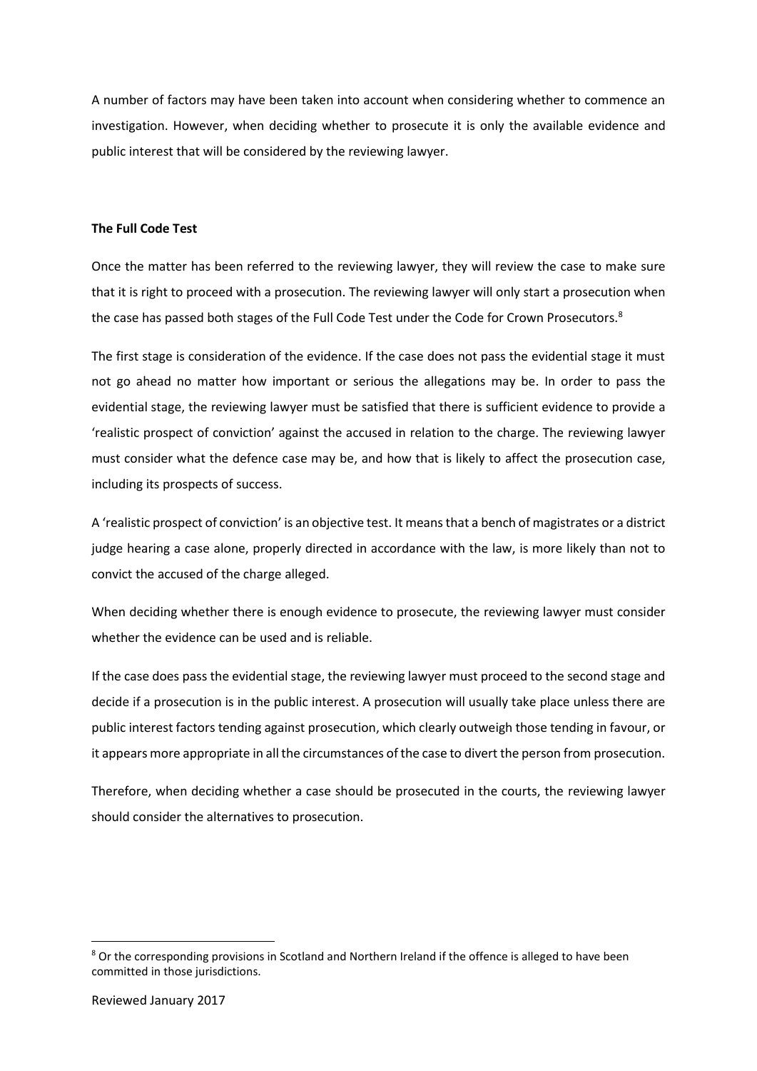A number of factors may have been taken into account when considering whether to commence an investigation. However, when deciding whether to prosecute it is only the available evidence and public interest that will be considered by the reviewing lawyer.

**The Full Code Test**

Once the matter has been referred to the reviewing lawyer, they will review the case to make sure that it is right to proceed with a prosecution. The reviewing lawyer will only start a prosecution when the case has passed both stages of the Full Code Test under the Code for Crown Prosecutors.[8]

The first stage is consideration of the evidence. If the case does not pass the evidential stage it must not go ahead no matter how important or serious the allegations may be. In order to pass the evidential stage, the reviewing lawyer must be satisfied that there is sufficient evidence to provide a 'realistic prospect of conviction' against the accused in relation to the charge. The reviewing lawyer must consider what the defence case may be, and how that is likely to affect the prosecution case, including its prospects of success.

A 'realistic prospect of conviction' is an objective test. It means that a bench of magistrates or a district judge hearing a case alone, properly directed in accordance with the law, is more likely than not to convict the accused of the charge alleged.

When deciding whether there is enough evidence to prosecute, the reviewing lawyer must consider whether the evidence can be used and is reliable.

If the case does pass the evidential stage, the reviewing lawyer must proceed to the second stage and decide if a prosecution is in the public interest. A prosecution will usually take place unless there are public interest factors tending against prosecution, which clearly outweigh those tending in favour, or it appears more appropriate in all the circumstances of the case to divert the person from prosecution.

Therefore, when deciding whether a case should be prosecuted in the courts, the reviewing lawyer should consider the alternatives to prosecution.

---

[8] Or the corresponding provisions in Scotland and Northern Ireland if the offence is alleged to have been committed in those jurisdictions.

Reviewed January 2017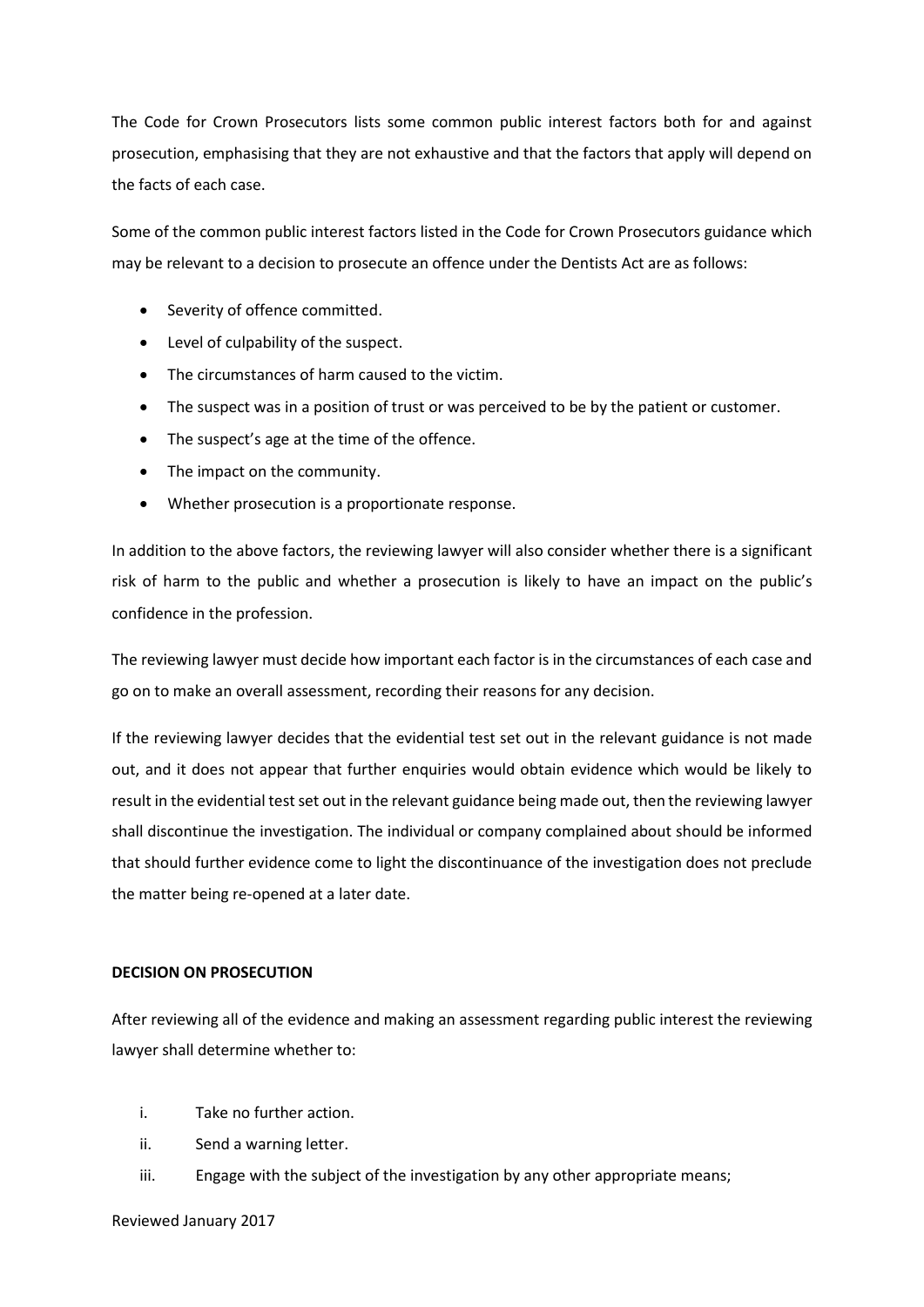The Code for Crown Prosecutors lists some common public interest factors both for and against prosecution, emphasising that they are not exhaustive and that the factors that apply will depend on the facts of each case.

Some of the common public interest factors listed in the Code for Crown Prosecutors guidance which may be relevant to a decision to prosecute an offence under the Dentists Act are as follows:

- Severity of offence committed.
- Level of culpability of the suspect.
- The circumstances of harm caused to the victim.
- The suspect was in a position of trust or was perceived to be by the patient or customer.
- The suspect's age at the time of the offence.
- The impact on the community.
- Whether prosecution is a proportionate response.

In addition to the above factors, the reviewing lawyer will also consider whether there is a significant risk of harm to the public and whether a prosecution is likely to have an impact on the public's confidence in the profession.

The reviewing lawyer must decide how important each factor is in the circumstances of each case and go on to make an overall assessment, recording their reasons for any decision.

If the reviewing lawyer decides that the evidential test set out in the relevant guidance is not made out, and it does not appear that further enquiries would obtain evidence which would be likely to result in the evidential test set out in the relevant guidance being made out, then the reviewing lawyer shall discontinue the investigation. The individual or company complained about should be informed that should further evidence come to light the discontinuance of the investigation does not preclude the matter being re-opened at a later date.

**DECISION ON PROSECUTION**

After reviewing all of the evidence and making an assessment regarding public interest the reviewing lawyer shall determine whether to:

i. Take no further action.

ii. Send a warning letter.

iii. Engage with the subject of the investigation by any other appropriate means;

Reviewed January 2017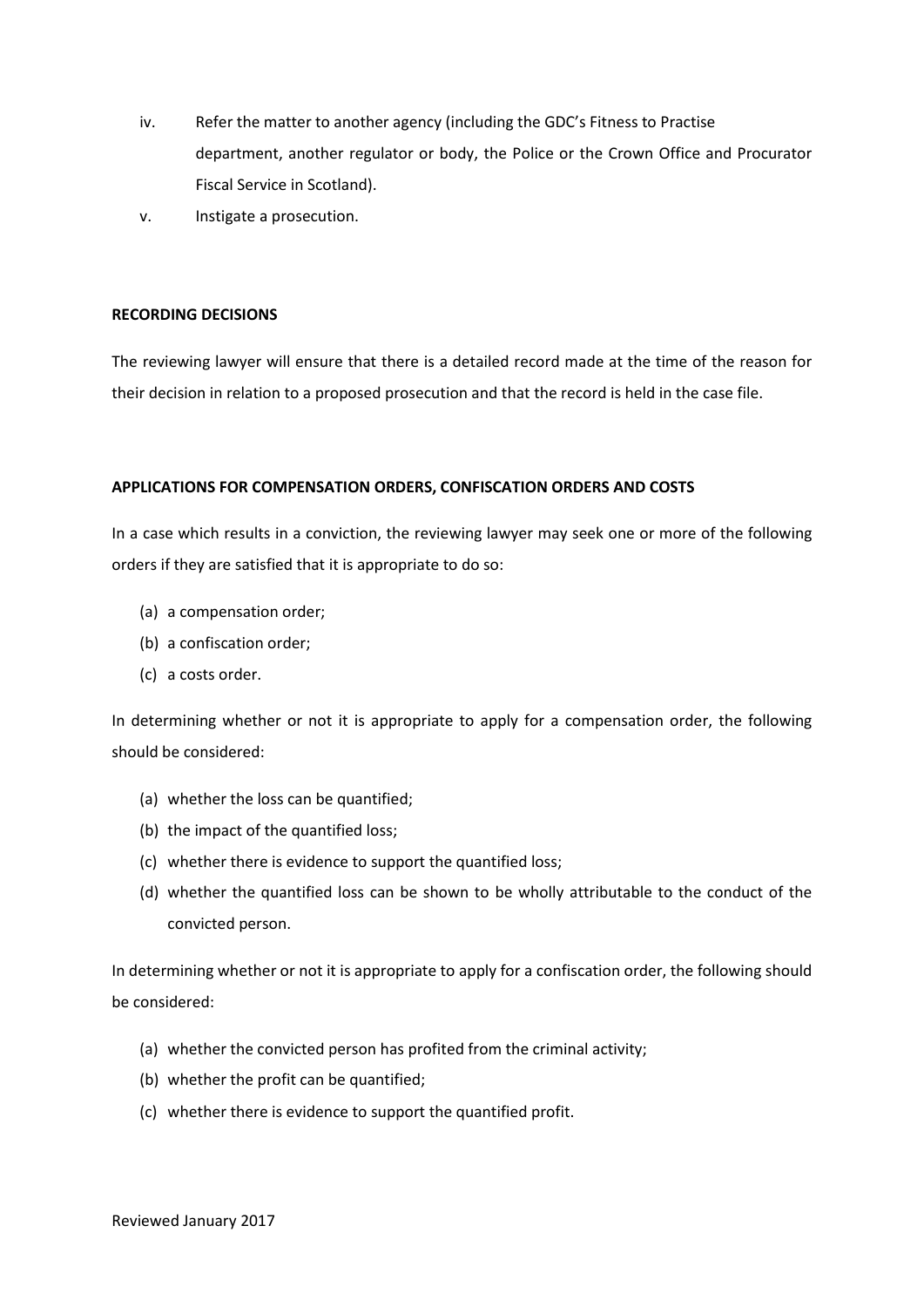iv. Refer the matter to another agency (including the GDC's Fitness to Practise department, another regulator or body, the Police or the Crown Office and Procurator Fiscal Service in Scotland).

v. Instigate a prosecution.

**RECORDING DECISIONS**

The reviewing lawyer will ensure that there is a detailed record made at the time of the reason for their decision in relation to a proposed prosecution and that the record is held in the case file.

**APPLICATIONS FOR COMPENSATION ORDERS, CONFISCATION ORDERS AND COSTS**

In a case which results in a conviction, the reviewing lawyer may seek one or more of the following orders if they are satisfied that it is appropriate to do so:

(a) a compensation order;
(b) a confiscation order;
(c) a costs order.

In determining whether or not it is appropriate to apply for a compensation order, the following should be considered:

(a) whether the loss can be quantified;
(b) the impact of the quantified loss;
(c) whether there is evidence to support the quantified loss;
(d) whether the quantified loss can be shown to be wholly attributable to the conduct of the convicted person.

In determining whether or not it is appropriate to apply for a confiscation order, the following should be considered:

(a) whether the convicted person has profited from the criminal activity;
(b) whether the profit can be quantified;
(c) whether there is evidence to support the quantified profit.

Reviewed January 2017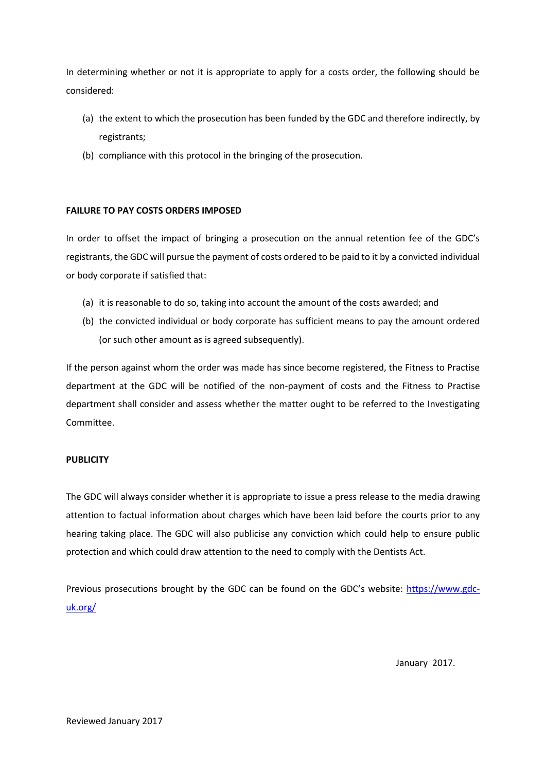In determining whether or not it is appropriate to apply for a costs order, the following should be considered:

(a) the extent to which the prosecution has been funded by the GDC and therefore indirectly, by registrants;
(b) compliance with this protocol in the bringing of the prosecution.

**FAILURE TO PAY COSTS ORDERS IMPOSED**

In order to offset the impact of bringing a prosecution on the annual retention fee of the GDC's registrants, the GDC will pursue the payment of costs ordered to be paid to it by a convicted individual or body corporate if satisfied that:

(a) it is reasonable to do so, taking into account the amount of the costs awarded; and
(b) the convicted individual or body corporate has sufficient means to pay the amount ordered (or such other amount as is agreed subsequently).

If the person against whom the order was made has since become registered, the Fitness to Practise department at the GDC will be notified of the non-payment of costs and the Fitness to Practise department shall consider and assess whether the matter ought to be referred to the Investigating Committee.

**PUBLICITY**

The GDC will always consider whether it is appropriate to issue a press release to the media drawing attention to factual information about charges which have been laid before the courts prior to any hearing taking place. The GDC will also publicise any conviction which could help to ensure public protection and which could draw attention to the need to comply with the Dentists Act.

Previous prosecutions brought by the GDC can be found on the GDC's website: [https://www.gdc-uk.org/](https://www.gdc-uk.org/)

January 2017.

Reviewed January 2017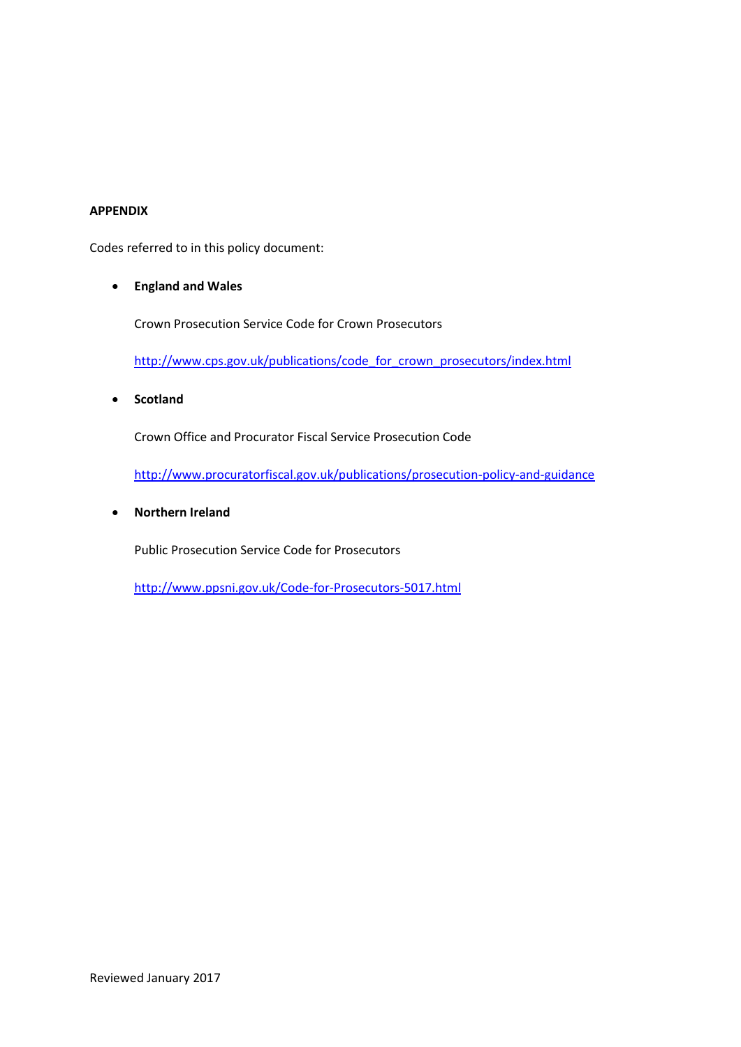**APPENDIX**

Codes referred to in this policy document:

- **England and Wales**

  Crown Prosecution Service Code for Crown Prosecutors

  http://www.cps.gov.uk/publications/code_for_crown_prosecutors/index.html

- **Scotland**

  Crown Office and Procurator Fiscal Service Prosecution Code

  http://www.procuratorfiscal.gov.uk/publications/prosecution-policy-and-guidance

- **Northern Ireland**

  Public Prosecution Service Code for Prosecutors

  http://www.ppsni.gov.uk/Code-for-Prosecutors-5017.html

Reviewed January 2017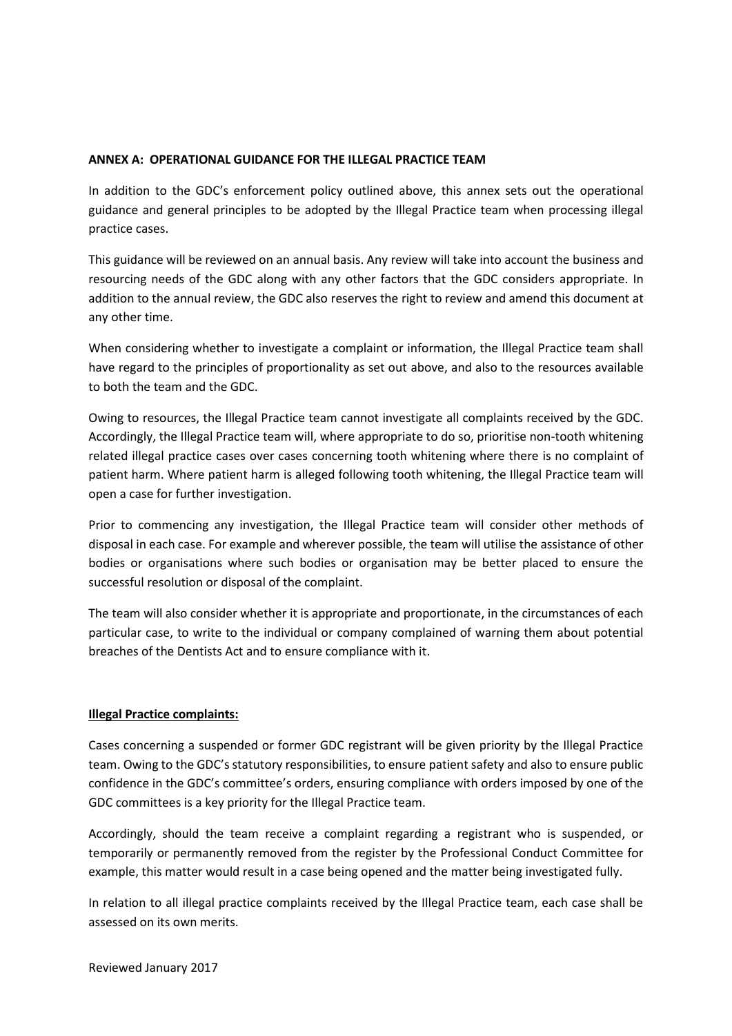**ANNEX A: OPERATIONAL GUIDANCE FOR THE ILLEGAL PRACTICE TEAM**

In addition to the GDC's enforcement policy outlined above, this annex sets out the operational guidance and general principles to be adopted by the Illegal Practice team when processing illegal practice cases.

This guidance will be reviewed on an annual basis. Any review will take into account the business and resourcing needs of the GDC along with any other factors that the GDC considers appropriate. In addition to the annual review, the GDC also reserves the right to review and amend this document at any other time.

When considering whether to investigate a complaint or information, the Illegal Practice team shall have regard to the principles of proportionality as set out above, and also to the resources available to both the team and the GDC.

Owing to resources, the Illegal Practice team cannot investigate all complaints received by the GDC. Accordingly, the Illegal Practice team will, where appropriate to do so, prioritise non-tooth whitening related illegal practice cases over cases concerning tooth whitening where there is no complaint of patient harm. Where patient harm is alleged following tooth whitening, the Illegal Practice team will open a case for further investigation.

Prior to commencing any investigation, the Illegal Practice team will consider other methods of disposal in each case. For example and wherever possible, the team will utilise the assistance of other bodies or organisations where such bodies or organisation may be better placed to ensure the successful resolution or disposal of the complaint.

The team will also consider whether it is appropriate and proportionate, in the circumstances of each particular case, to write to the individual or company complained of warning them about potential breaches of the Dentists Act and to ensure compliance with it.

**Illegal Practice complaints:**

Cases concerning a suspended or former GDC registrant will be given priority by the Illegal Practice team. Owing to the GDC's statutory responsibilities, to ensure patient safety and also to ensure public confidence in the GDC's committee's orders, ensuring compliance with orders imposed by one of the GDC committees is a key priority for the Illegal Practice team.

Accordingly, should the team receive a complaint regarding a registrant who is suspended, or temporarily or permanently removed from the register by the Professional Conduct Committee for example, this matter would result in a case being opened and the matter being investigated fully.

In relation to all illegal practice complaints received by the Illegal Practice team, each case shall be assessed on its own merits.

Reviewed January 2017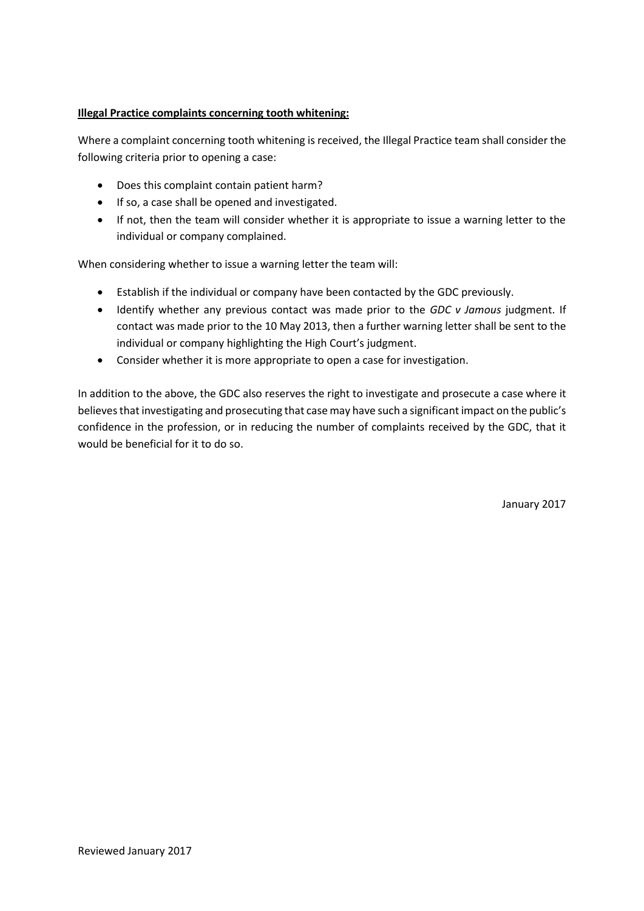**Illegal Practice complaints concerning tooth whitening:**

Where a complaint concerning tooth whitening is received, the Illegal Practice team shall consider the following criteria prior to opening a case:

- Does this complaint contain patient harm?
- If so, a case shall be opened and investigated.
- If not, then the team will consider whether it is appropriate to issue a warning letter to the individual or company complained.

When considering whether to issue a warning letter the team will:

- Establish if the individual or company have been contacted by the GDC previously.
- Identify whether any previous contact was made prior to the *GDC v Jamous* judgment. If contact was made prior to the 10 May 2013, then a further warning letter shall be sent to the individual or company highlighting the High Court's judgment.
- Consider whether it is more appropriate to open a case for investigation.

In addition to the above, the GDC also reserves the right to investigate and prosecute a case where it believes that investigating and prosecuting that case may have such a significant impact on the public's confidence in the profession, or in reducing the number of complaints received by the GDC, that it would be beneficial for it to do so.

January 2017

Reviewed January 2017